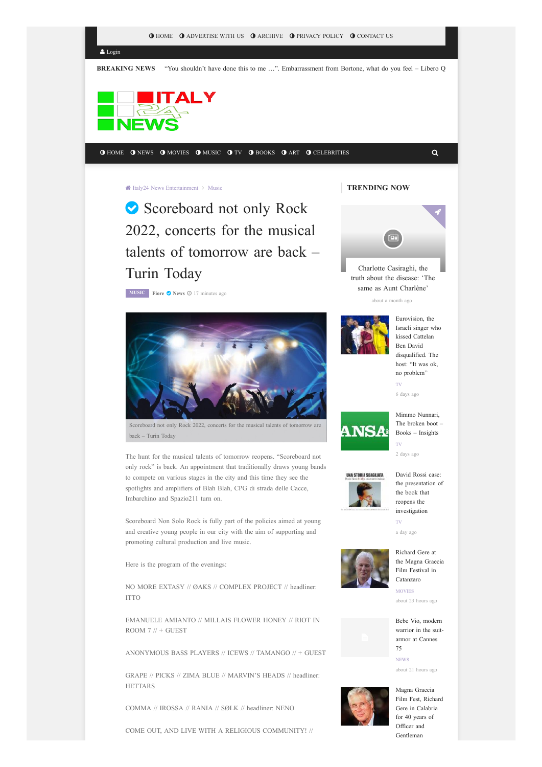HOME   ADVERTISE WITH US   ARCHIVE   PRIVACY POLICY   CONTACT US

Login

**BREAKING NEWS** "You shouldn't have done this to me …". Embarrassment from Bortone, what do you feel – Libero Q

HOME   NEWS   MOVIES   MUSIC   TV   BOOKS   ART   CELEBRITIES

Italy24 News Entertainment > Music

# Scoreboard not only Rock 2022, concerts for the musical talents of tomorrow are back – Turin Today

MUSIC   Fiore   News   17 minutes ago

Scoreboard not only Rock 2022, concerts for the musical talents of tomorrow are back – Turin Today

The hunt for the musical talents of tomorrow reopens. "Scoreboard not only rock" is back. An appointment that traditionally draws young bands to compete on various stages in the city and this time they see the spotlights and amplifiers of Blah Blah, CPG di strada delle Cacce, Imbarchino and Spazio211 turn on.

Scoreboard Non Solo Rock is fully part of the policies aimed at young and creative young people in our city with the aim of supporting and promoting cultural production and live music.

Here is the program of the evenings:

NO MORE EXTASY // ØAKS // COMPLEX PROJECT // headliner: ITTO

EMANUELE AMIANTO // MILLAIS FLOWER HONEY // RIOT IN ROOM 7 // + GUEST

ANONYMOUS BASS PLAYERS // ICEWS // TAMANGO // + GUEST

GRAPE // PICKS // ZIMA BLUE // MARVIN'S HEADS // headliner: HETTARS

COMMA // IROSSA // RANIA // SØLK // headliner: NENO

COME OUT, AND LIVE WITH A RELIGIOUS COMMUNITY! //

## TRENDING NOW

Charlotte Casiraghi, the truth about the disease: 'The same as Aunt Charlène'
about a month ago

Eurovision, the Israeli singer who kissed Cattelan Ben David disqualified. The host: "It was ok, no problem"
TV
6 days ago

Mimmo Nunnari, The broken boot – Books – Insights
TV
2 days ago

David Rossi case: the presentation of the book that reopens the investigation
TV
a day ago

Richard Gere at the Magna Graecia Film Festival in Catanzaro
MOVIES
about 23 hours ago

Bebe Vio, modern warrior in the suit-armor at Cannes 75
NEWS
about 21 hours ago

Magna Graecia Film Fest, Richard Gere in Calabria for 40 years of Officer and Gentleman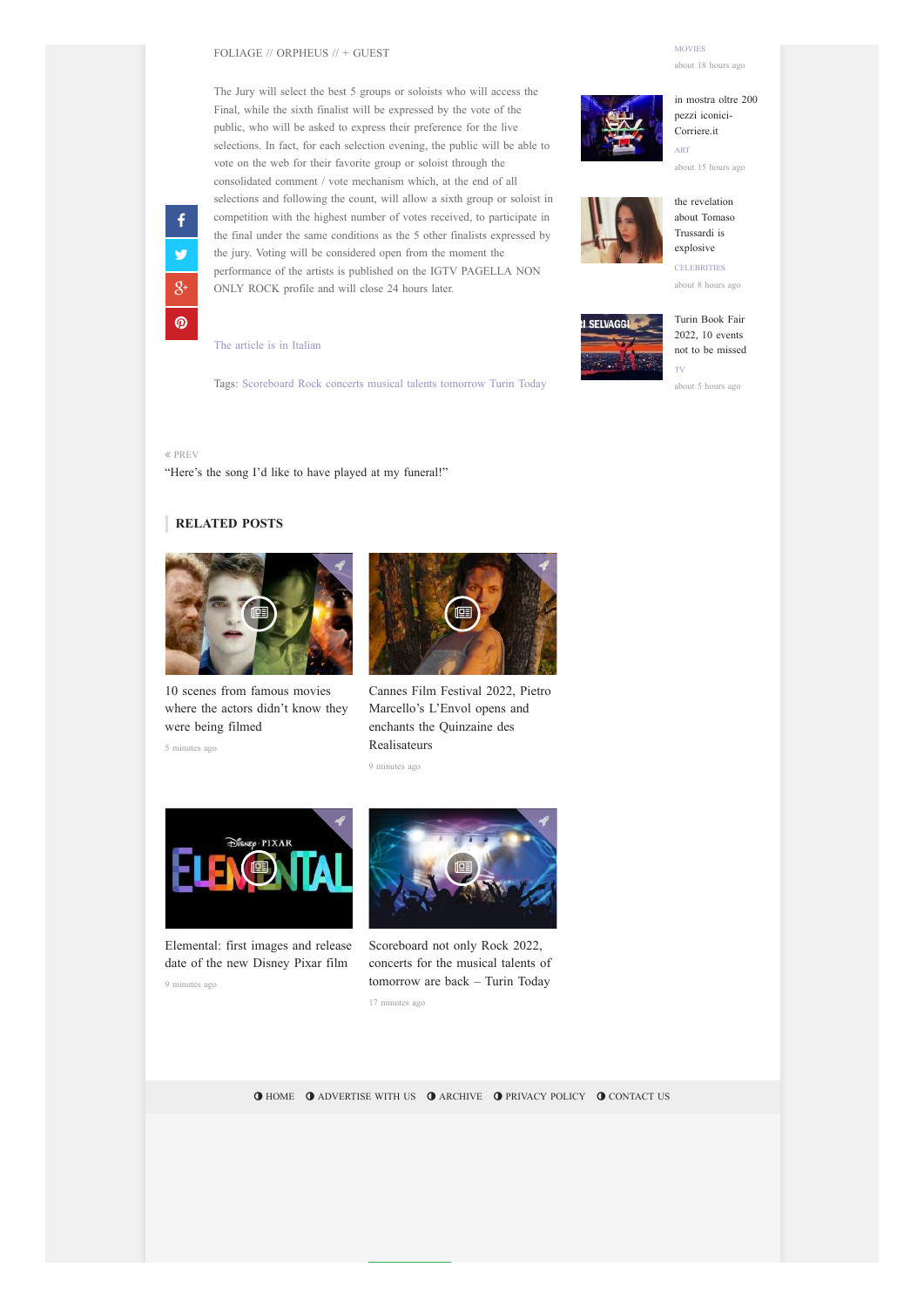FOLIAGE // ORPHEUS // + GUEST

The Jury will select the best 5 groups or soloists who will access the Final, while the sixth finalist will be expressed by the vote of the public, who will be asked to express their preference for the live selections. In fact, for each selection evening, the public will be able to vote on the web for their favorite group or soloist through the consolidated comment / vote mechanism which, at the end of all selections and following the count, will allow a sixth group or soloist in competition with the highest number of votes received, to participate in the final under the same conditions as the 5 other finalists expressed by the jury. Voting will be considered open from the moment the performance of the artists is published on the IGTV PAGELLA NON ONLY ROCK profile and will close 24 hours later.

The article is in Italian

Tags: Scoreboard Rock concerts musical talents tomorrow Turin Today

MOVIES
about 18 hours ago

in mostra oltre 200 pezzi iconici- Corriere.it
ART
about 15 hours ago

the revelation about Tomaso Trussardi is explosive
CELEBRITIES
about 8 hours ago

Turin Book Fair 2022, 10 events not to be missed
TV
about 5 hours ago

« PREV
"Here's the song I'd like to have played at my funeral!"

## RELATED POSTS

10 scenes from famous movies where the actors didn't know they were being filmed
5 minutes ago

Cannes Film Festival 2022, Pietro Marcello's L'Envol opens and enchants the Quinzaine des Realisateurs
9 minutes ago

Elemental: first images and release date of the new Disney Pixar film
9 minutes ago

Scoreboard not only Rock 2022, concerts for the musical talents of tomorrow are back – Turin Today
17 minutes ago

HOME ADVERTISE WITH US ARCHIVE PRIVACY POLICY CONTACT US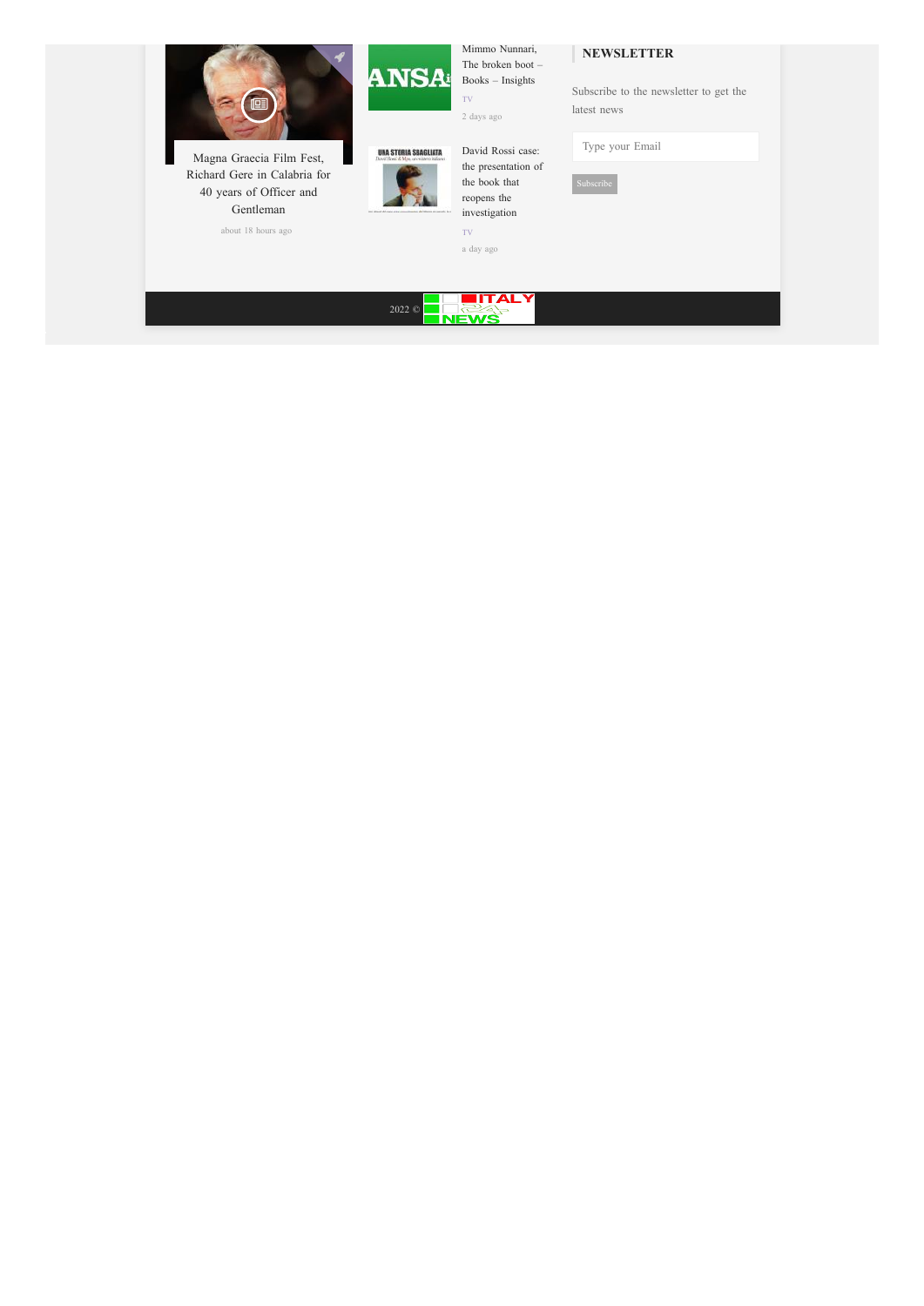Magna Graecia Film Fest, Richard Gere in Calabria for 40 years of Officer and Gentleman

about 18 hours ago

Mimmo Nunnari, The broken boot – Books – Insights

TV

2 days ago

David Rossi case: the presentation of the book that reopens the investigation

TV

a day ago

### NEWSLETTER

Subscribe to the newsletter to get the latest news

Type your Email

Subscribe

2022 ©